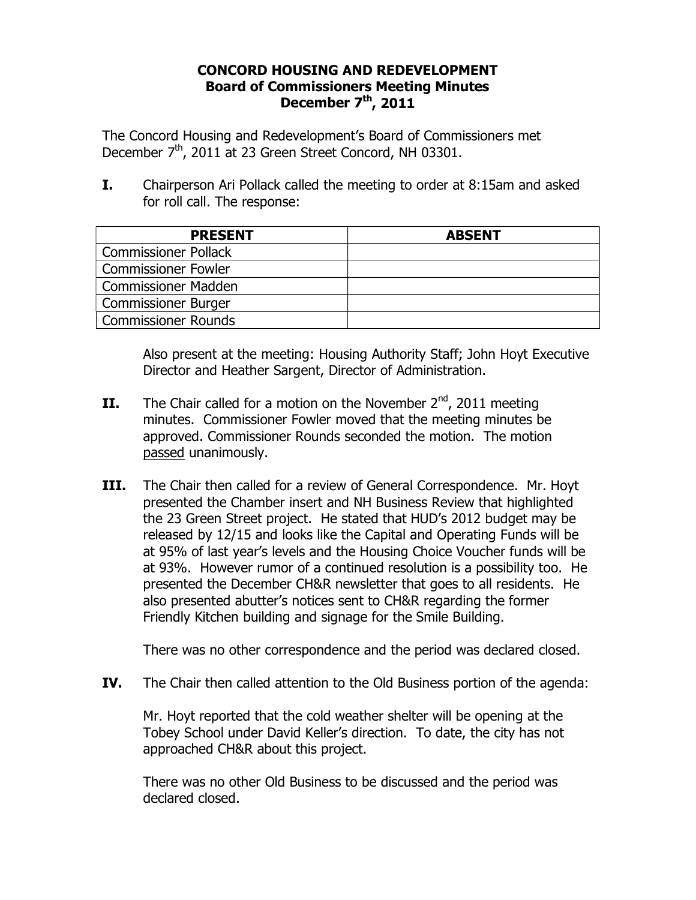# CONCORD HOUSING AND REDEVELOPMENT
## Board of Commissioners Meeting Minutes
## December 7th, 2011

The Concord Housing and Redevelopment's Board of Commissioners met December 7th, 2011 at 23 Green Street Concord, NH 03301.

**I.** Chairperson Ari Pollack called the meeting to order at 8:15am and asked for roll call. The response:

| PRESENT | ABSENT |
|---|---|
| Commissioner Pollack | |
| Commissioner Fowler | |
| Commissioner Madden | |
| Commissioner Burger | |
| Commissioner Rounds | |

Also present at the meeting: Housing Authority Staff; John Hoyt Executive Director and Heather Sargent, Director of Administration.

**II.** The Chair called for a motion on the November 2nd, 2011 meeting minutes. Commissioner Fowler moved that the meeting minutes be approved. Commissioner Rounds seconded the motion. The motion passed unanimously.

**III.** The Chair then called for a review of General Correspondence. Mr. Hoyt presented the Chamber insert and NH Business Review that highlighted the 23 Green Street project. He stated that HUD's 2012 budget may be released by 12/15 and looks like the Capital and Operating Funds will be at 95% of last year's levels and the Housing Choice Voucher funds will be at 93%. However rumor of a continued resolution is a possibility too. He presented the December CH&R newsletter that goes to all residents. He also presented abutter's notices sent to CH&R regarding the former Friendly Kitchen building and signage for the Smile Building.

There was no other correspondence and the period was declared closed.

**IV.** The Chair then called attention to the Old Business portion of the agenda:

Mr. Hoyt reported that the cold weather shelter will be opening at the Tobey School under David Keller's direction. To date, the city has not approached CH&R about this project.

There was no other Old Business to be discussed and the period was declared closed.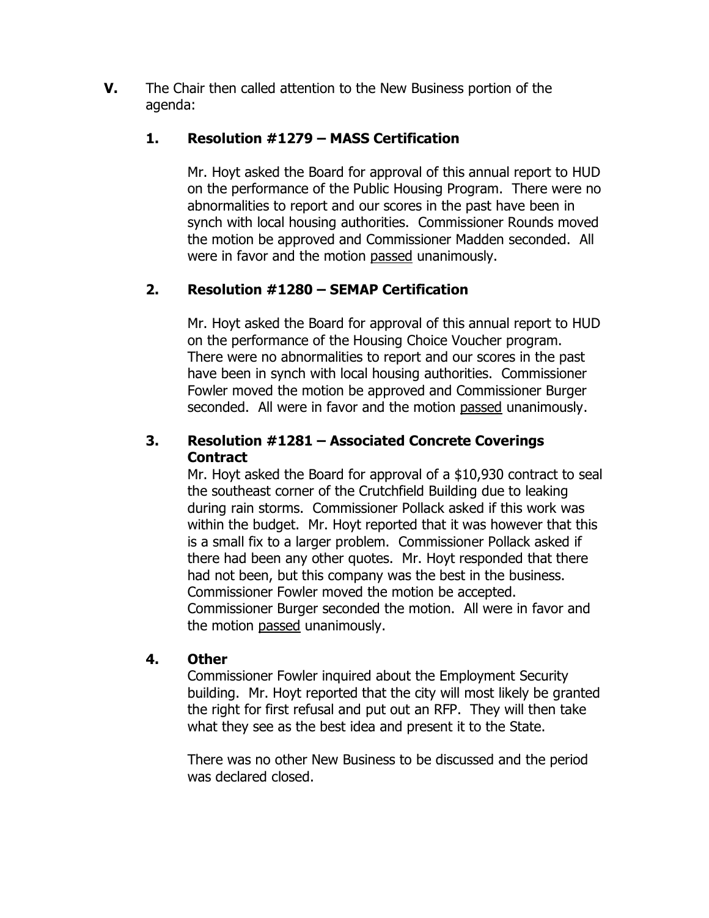**V.** The Chair then called attention to the New Business portion of the agenda:

**1. Resolution #1279 – MASS Certification**

Mr. Hoyt asked the Board for approval of this annual report to HUD on the performance of the Public Housing Program. There were no abnormalities to report and our scores in the past have been in synch with local housing authorities. Commissioner Rounds moved the motion be approved and Commissioner Madden seconded. All were in favor and the motion passed unanimously.

**2. Resolution #1280 – SEMAP Certification**

Mr. Hoyt asked the Board for approval of this annual report to HUD on the performance of the Housing Choice Voucher program. There were no abnormalities to report and our scores in the past have been in synch with local housing authorities. Commissioner Fowler moved the motion be approved and Commissioner Burger seconded. All were in favor and the motion passed unanimously.

**3. Resolution #1281 – Associated Concrete Coverings Contract**

Mr. Hoyt asked the Board for approval of a $10,930 contract to seal the southeast corner of the Crutchfield Building due to leaking during rain storms. Commissioner Pollack asked if this work was within the budget. Mr. Hoyt reported that it was however that this is a small fix to a larger problem. Commissioner Pollack asked if there had been any other quotes. Mr. Hoyt responded that there had not been, but this company was the best in the business. Commissioner Fowler moved the motion be accepted. Commissioner Burger seconded the motion. All were in favor and the motion passed unanimously.

**4. Other**

Commissioner Fowler inquired about the Employment Security building. Mr. Hoyt reported that the city will most likely be granted the right for first refusal and put out an RFP. They will then take what they see as the best idea and present it to the State.

There was no other New Business to be discussed and the period was declared closed.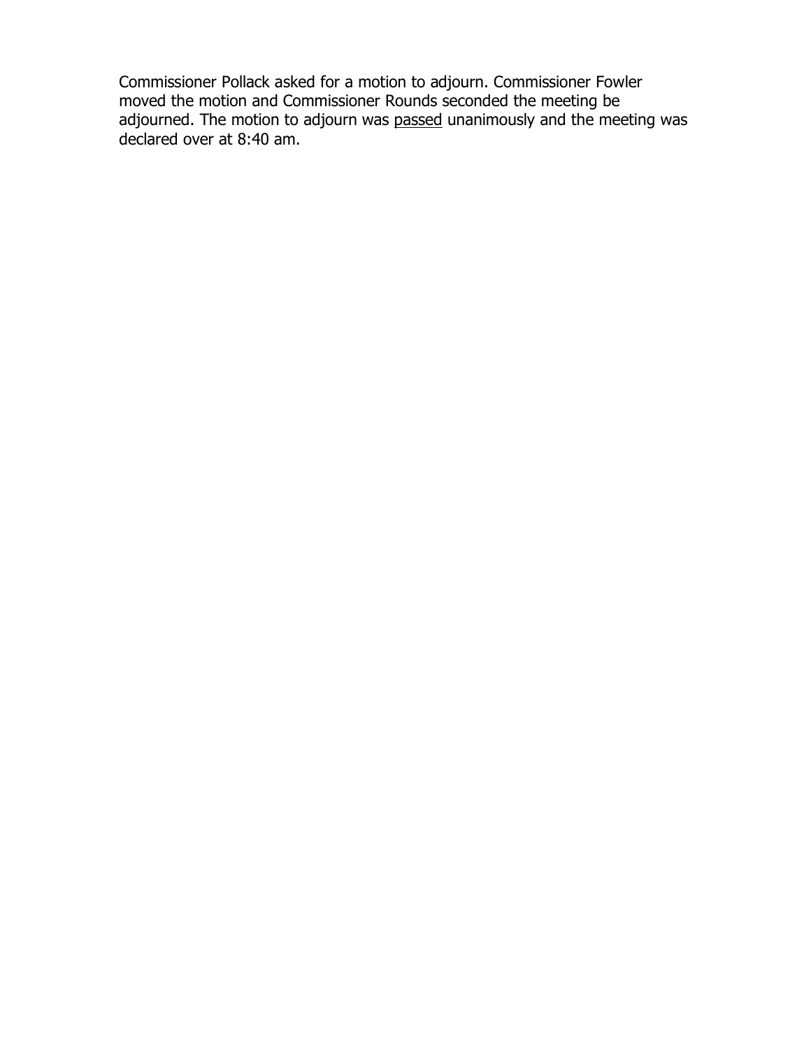Commissioner Pollack asked for a motion to adjourn. Commissioner Fowler moved the motion and Commissioner Rounds seconded the meeting be adjourned. The motion to adjourn was <u>passed</u> unanimously and the meeting was declared over at 8:40 am.